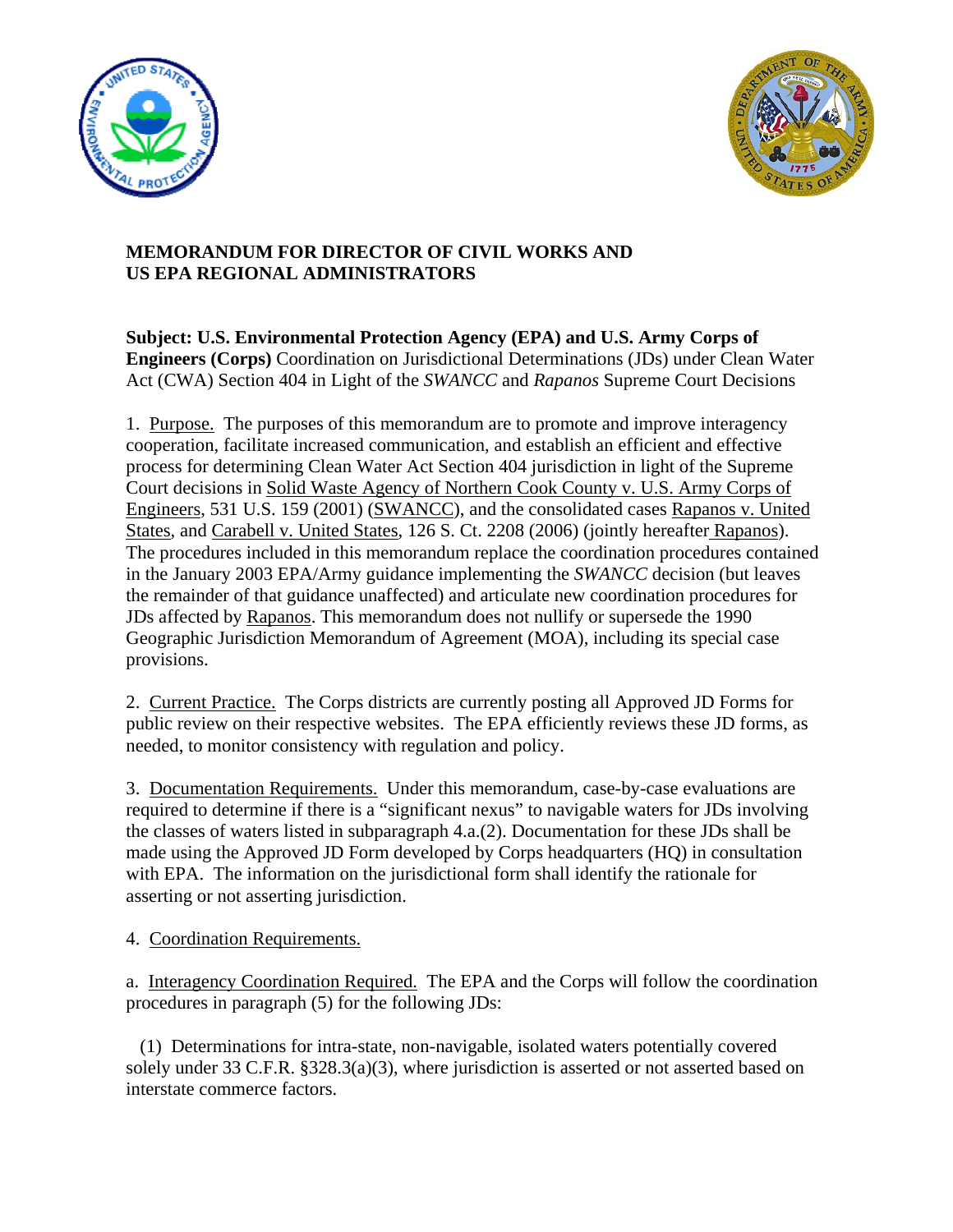**MEMORANDUM FOR DIRECTOR OF CIVIL WORKS AND US EPA REGIONAL ADMINISTRATORS**

**Subject: U.S. Environmental Protection Agency (EPA) and U.S. Army Corps of Engineers (Corps)** Coordination on Jurisdictional Determinations (JDs) under Clean Water Act (CWA) Section 404 in Light of the *SWANCC* and *Rapanos* Supreme Court Decisions

1. Purpose. The purposes of this memorandum are to promote and improve interagency cooperation, facilitate increased communication, and establish an efficient and effective process for determining Clean Water Act Section 404 jurisdiction in light of the Supreme Court decisions in Solid Waste Agency of Northern Cook County v. U.S. Army Corps of Engineers, 531 U.S. 159 (2001) (SWANCC), and the consolidated cases Rapanos v. United States, and Carabell v. United States, 126 S. Ct. 2208 (2006) (jointly hereafter Rapanos). The procedures included in this memorandum replace the coordination procedures contained in the January 2003 EPA/Army guidance implementing the *SWANCC* decision (but leaves the remainder of that guidance unaffected) and articulate new coordination procedures for JDs affected by Rapanos. This memorandum does not nullify or supersede the 1990 Geographic Jurisdiction Memorandum of Agreement (MOA), including its special case provisions.

2. Current Practice. The Corps districts are currently posting all Approved JD Forms for public review on their respective websites. The EPA efficiently reviews these JD forms, as needed, to monitor consistency with regulation and policy.

3. Documentation Requirements. Under this memorandum, case-by-case evaluations are required to determine if there is a "significant nexus" to navigable waters for JDs involving the classes of waters listed in subparagraph 4.a.(2). Documentation for these JDs shall be made using the Approved JD Form developed by Corps headquarters (HQ) in consultation with EPA. The information on the jurisdictional form shall identify the rationale for asserting or not asserting jurisdiction.

4. Coordination Requirements.

a. Interagency Coordination Required. The EPA and the Corps will follow the coordination procedures in paragraph (5) for the following JDs:

(1) Determinations for intra-state, non-navigable, isolated waters potentially covered solely under 33 C.F.R. §328.3(a)(3), where jurisdiction is asserted or not asserted based on interstate commerce factors.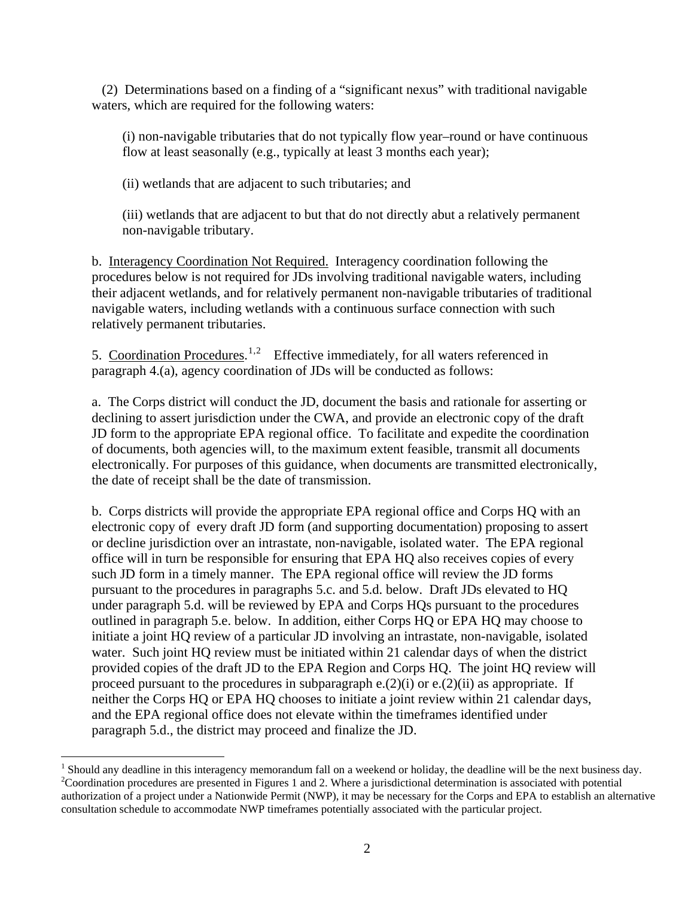(2) Determinations based on a finding of a "significant nexus" with traditional navigable waters, which are required for the following waters:

(i) non-navigable tributaries that do not typically flow year–round or have continuous flow at least seasonally (e.g., typically at least 3 months each year);

(ii) wetlands that are adjacent to such tributaries; and

(iii) wetlands that are adjacent to but that do not directly abut a relatively permanent non-navigable tributary.

b. Interagency Coordination Not Required. Interagency coordination following the procedures below is not required for JDs involving traditional navigable waters, including their adjacent wetlands, and for relatively permanent non-navigable tributaries of traditional navigable waters, including wetlands with a continuous surface connection with such relatively permanent tributaries.

5. Coordination Procedures.[1,2] Effective immediately, for all waters referenced in paragraph 4.(a), agency coordination of JDs will be conducted as follows:

a. The Corps district will conduct the JD, document the basis and rationale for asserting or declining to assert jurisdiction under the CWA, and provide an electronic copy of the draft JD form to the appropriate EPA regional office. To facilitate and expedite the coordination of documents, both agencies will, to the maximum extent feasible, transmit all documents electronically. For purposes of this guidance, when documents are transmitted electronically, the date of receipt shall be the date of transmission.

b. Corps districts will provide the appropriate EPA regional office and Corps HQ with an electronic copy of every draft JD form (and supporting documentation) proposing to assert or decline jurisdiction over an intrastate, non-navigable, isolated water. The EPA regional office will in turn be responsible for ensuring that EPA HQ also receives copies of every such JD form in a timely manner. The EPA regional office will review the JD forms pursuant to the procedures in paragraphs 5.c. and 5.d. below. Draft JDs elevated to HQ under paragraph 5.d. will be reviewed by EPA and Corps HQs pursuant to the procedures outlined in paragraph 5.e. below. In addition, either Corps HQ or EPA HQ may choose to initiate a joint HQ review of a particular JD involving an intrastate, non-navigable, isolated water. Such joint HQ review must be initiated within 21 calendar days of when the district provided copies of the draft JD to the EPA Region and Corps HQ. The joint HQ review will proceed pursuant to the procedures in subparagraph e.(2)(i) or e.(2)(ii) as appropriate. If neither the Corps HQ or EPA HQ chooses to initiate a joint review within 21 calendar days, and the EPA regional office does not elevate within the timeframes identified under paragraph 5.d., the district may proceed and finalize the JD.

---

[1] Should any deadline in this interagency memorandum fall on a weekend or holiday, the deadline will be the next business day.

[2] Coordination procedures are presented in Figures 1 and 2. Where a jurisdictional determination is associated with potential authorization of a project under a Nationwide Permit (NWP), it may be necessary for the Corps and EPA to establish an alternative consultation schedule to accommodate NWP timeframes potentially associated with the particular project.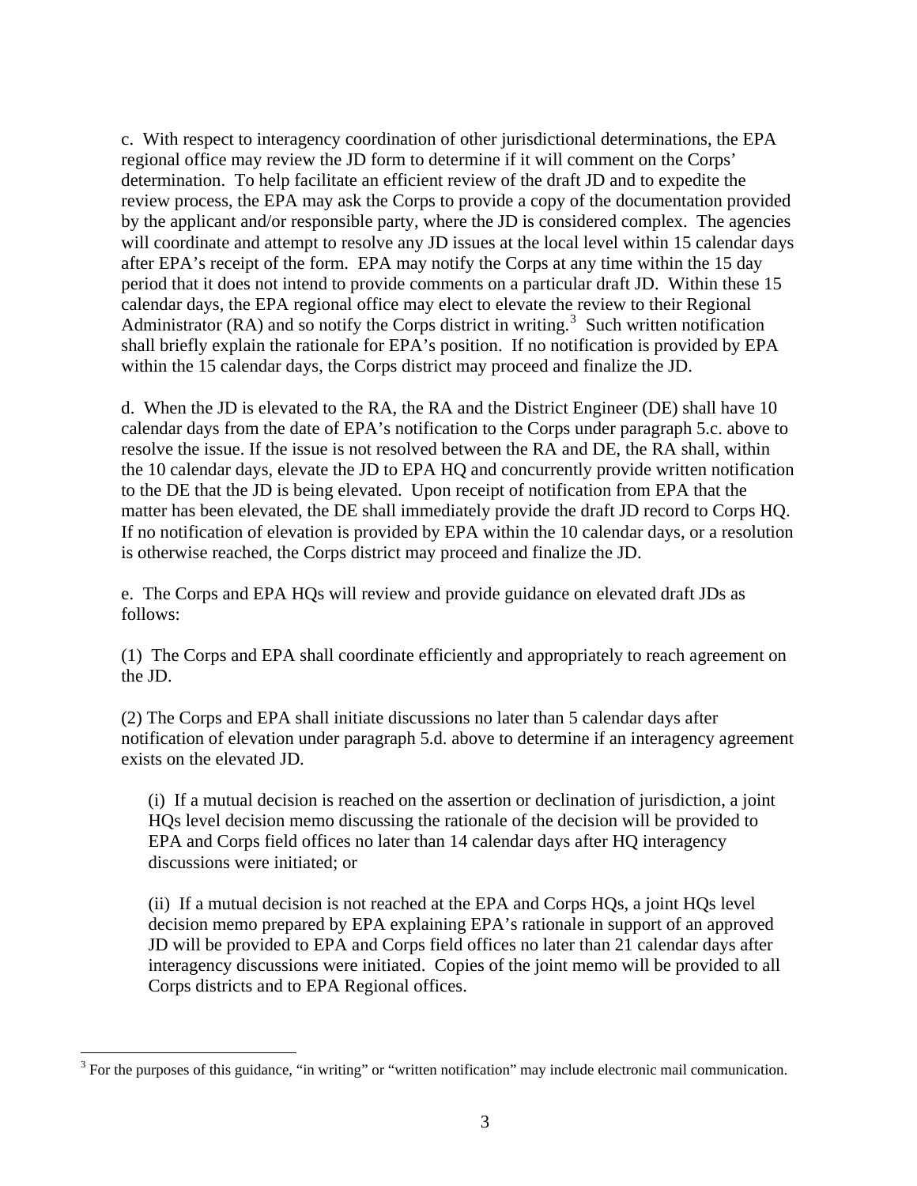c. With respect to interagency coordination of other jurisdictional determinations, the EPA regional office may review the JD form to determine if it will comment on the Corps' determination. To help facilitate an efficient review of the draft JD and to expedite the review process, the EPA may ask the Corps to provide a copy of the documentation provided by the applicant and/or responsible party, where the JD is considered complex. The agencies will coordinate and attempt to resolve any JD issues at the local level within 15 calendar days after EPA's receipt of the form. EPA may notify the Corps at any time within the 15 day period that it does not intend to provide comments on a particular draft JD. Within these 15 calendar days, the EPA regional office may elect to elevate the review to their Regional Administrator (RA) and so notify the Corps district in writing.[3] Such written notification shall briefly explain the rationale for EPA's position. If no notification is provided by EPA within the 15 calendar days, the Corps district may proceed and finalize the JD.

d. When the JD is elevated to the RA, the RA and the District Engineer (DE) shall have 10 calendar days from the date of EPA's notification to the Corps under paragraph 5.c. above to resolve the issue. If the issue is not resolved between the RA and DE, the RA shall, within the 10 calendar days, elevate the JD to EPA HQ and concurrently provide written notification to the DE that the JD is being elevated. Upon receipt of notification from EPA that the matter has been elevated, the DE shall immediately provide the draft JD record to Corps HQ. If no notification of elevation is provided by EPA within the 10 calendar days, or a resolution is otherwise reached, the Corps district may proceed and finalize the JD.

e. The Corps and EPA HQs will review and provide guidance on elevated draft JDs as follows:

(1) The Corps and EPA shall coordinate efficiently and appropriately to reach agreement on the JD.

(2) The Corps and EPA shall initiate discussions no later than 5 calendar days after notification of elevation under paragraph 5.d. above to determine if an interagency agreement exists on the elevated JD.

> (i) If a mutual decision is reached on the assertion or declination of jurisdiction, a joint HQs level decision memo discussing the rationale of the decision will be provided to EPA and Corps field offices no later than 14 calendar days after HQ interagency discussions were initiated; or
>
> (ii) If a mutual decision is not reached at the EPA and Corps HQs, a joint HQs level decision memo prepared by EPA explaining EPA's rationale in support of an approved JD will be provided to EPA and Corps field offices no later than 21 calendar days after interagency discussions were initiated. Copies of the joint memo will be provided to all Corps districts and to EPA Regional offices.

---

[3] For the purposes of this guidance, "in writing" or "written notification" may include electronic mail communication.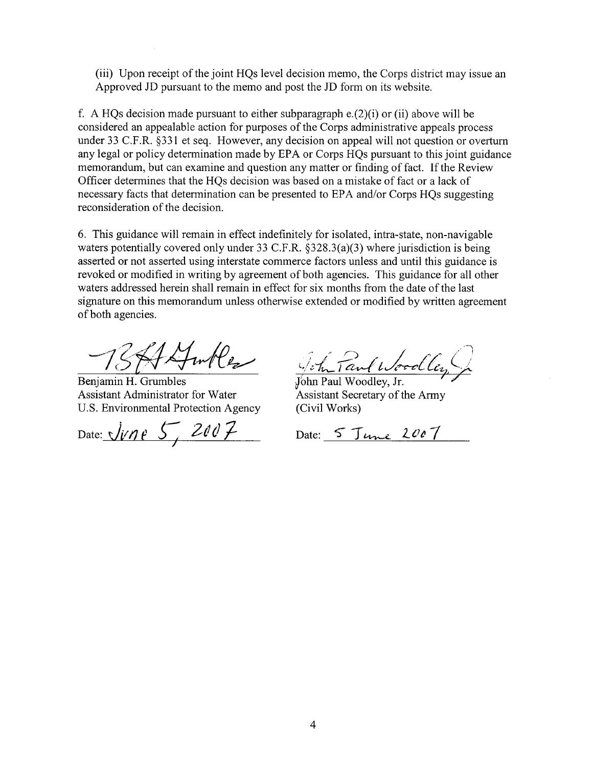(iii) Upon receipt of the joint HQs level decision memo, the Corps district may issue an Approved JD pursuant to the memo and post the JD form on its website.

f. A HQs decision made pursuant to either subparagraph e.(2)(i) or (ii) above will be considered an appealable action for purposes of the Corps administrative appeals process under 33 C.F.R. §331 et seq. However, any decision on appeal will not question or overturn any legal or policy determination made by EPA or Corps HQs pursuant to this joint guidance memorandum, but can examine and question any matter or finding of fact. If the Review Officer determines that the HQs decision was based on a mistake of fact or a lack of necessary facts that determination can be presented to EPA and/or Corps HQs suggesting reconsideration of the decision.

6. This guidance will remain in effect indefinitely for isolated, intra-state, non-navigable waters potentially covered only under 33 C.F.R. §328.3(a)(3) where jurisdiction is being asserted or not asserted using interstate commerce factors unless and until this guidance is revoked or modified in writing by agreement of both agencies. This guidance for all other waters addressed herein shall remain in effect for six months from the date of the last signature on this memorandum unless otherwise extended or modified by written agreement of both agencies.

Benjamin H. Grumbles
Assistant Administrator for Water
U.S. Environmental Protection Agency

Date: June 5, 2007

John Paul Woodley, Jr.
Assistant Secretary of the Army
(Civil Works)

Date: 5 June 2007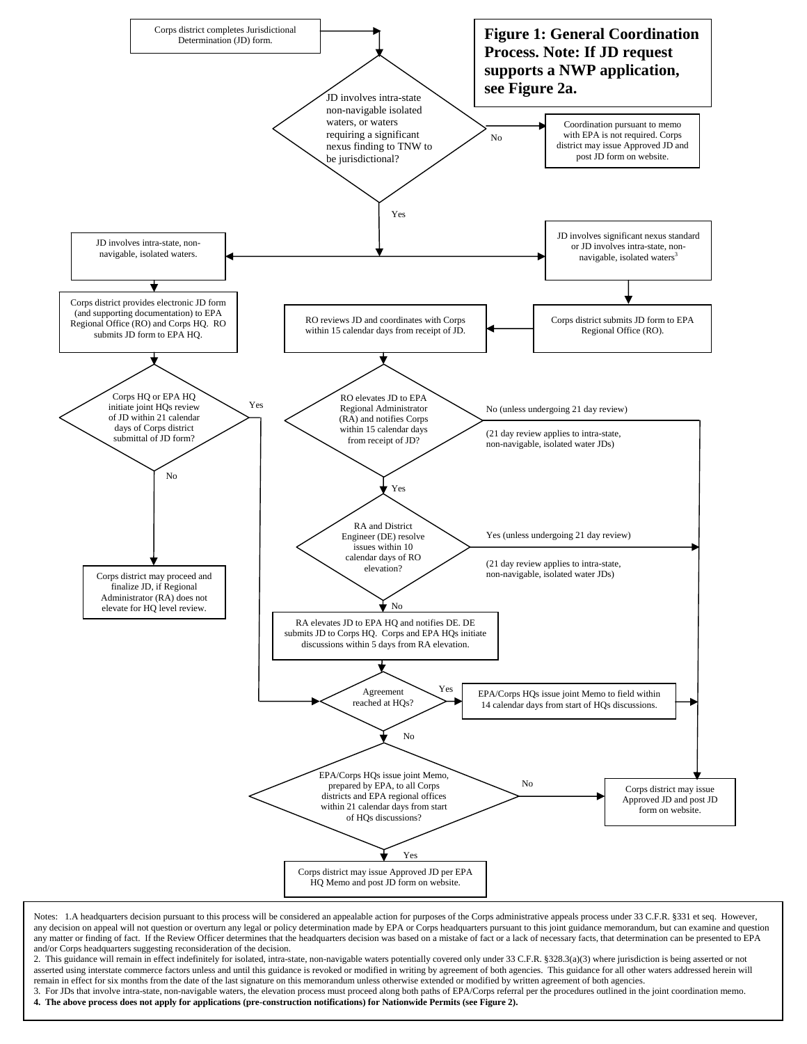**Figure 1: General Coordination Process. Note: If JD request supports a NWP application, see Figure 2a.**

Corps district completes Jurisdictional Determination (JD) form.

JD involves intra-state non-navigable isolated waters, or waters requiring a significant nexus finding to TNW to be jurisdictional?

- No → Coordination pursuant to memo with EPA is not required. Corps district may issue Approved JD and post JD form on website.
- Yes → 

**Path A:** JD involves intra-state, non-navigable, isolated waters.

Corps district provides electronic JD form (and supporting documentation) to EPA Regional Office (RO) and Corps HQ. RO submits JD form to EPA HQ.

Corps HQ or EPA HQ initiate joint HQs review of JD within 21 calendar days of Corps district submittal of JD form?

- No → Corps district may proceed and finalize JD, if Regional Administrator (RA) does not elevate for HQ level review.
- Yes → Agreement reached at HQs?

**Path B:** JD involves significant nexus standard or JD involves intra-state, non-navigable, isolated waters[3]

Corps district submits JD form to EPA Regional Office (RO).

RO reviews JD and coordinates with Corps within 15 calendar days from receipt of JD.

RO elevates JD to EPA Regional Administrator (RA) and notifies Corps within 15 calendar days from receipt of JD?

- No (unless undergoing 21 day review) (21 day review applies to intra-state, non-navigable, isolated water JDs) → Corps district may issue Approved JD and post JD form on website.
- Yes → RA and District Engineer (DE) resolve issues within 10 calendar days of RO elevation?
  - Yes (unless undergoing 21 day review) (21 day review applies to intra-state, non-navigable, isolated water JDs) → Corps district may issue Approved JD and post JD form on website.
  - No → RA elevates JD to EPA HQ and notifies DE. DE submits JD to Corps HQ. Corps and EPA HQs initiate discussions within 5 days from RA elevation.

Agreement reached at HQs?

- Yes → EPA/Corps HQs issue joint Memo to field within 14 calendar days from start of HQs discussions. → Corps district may issue Approved JD and post JD form on website.
- No → EPA/Corps HQs issue joint Memo, prepared by EPA, to all Corps districts and EPA regional offices within 21 calendar days from start of HQs discussions?
  - No → Corps district may issue Approved JD and post JD form on website.
  - Yes → Corps district may issue Approved JD per EPA HQ Memo and post JD form on website.

Notes: 1. A headquarters decision pursuant to this process will be considered an appealable action for purposes of the Corps administrative appeals process under 33 C.F.R. §331 et seq. However, any decision on appeal will not question or overturn any legal or policy determination made by EPA or Corps headquarters pursuant to this joint guidance memorandum, but can examine and question any matter or finding of fact. If the Review Officer determines that the headquarters decision was based on a mistake of fact or a lack of necessary facts, that determination can be presented to EPA and/or Corps headquarters suggesting reconsideration of the decision.

2. This guidance will remain in effect indefinitely for isolated, intra-state, non-navigable waters potentially covered only under 33 C.F.R. §328.3(a)(3) where jurisdiction is being asserted or not asserted using interstate commerce factors unless and until this guidance is revoked or modified in writing by agreement of both agencies. This guidance for all other waters addressed herein will remain in effect for six months from the date of the last signature on this memorandum unless otherwise extended or modified by written agreement of both agencies.

3. For JDs that involve intra-state, non-navigable waters, the elevation process must proceed along both paths of EPA/Corps referral per the procedures outlined in the joint coordination memo.

**4. The above process does not apply for applications (pre-construction notifications) for Nationwide Permits (see Figure 2).**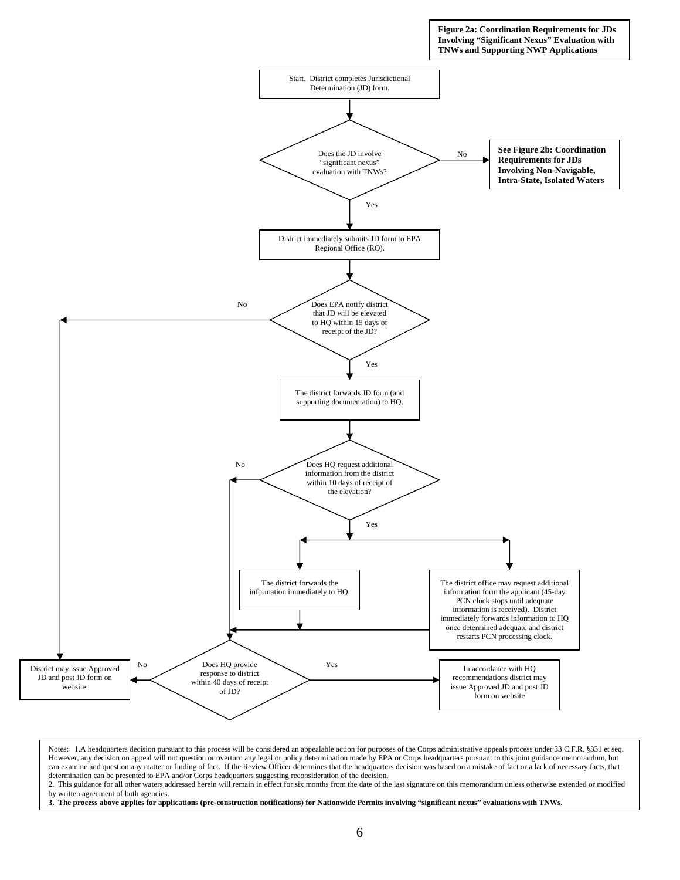**Figure 2a: Coordination Requirements for JDs Involving "Significant Nexus" Evaluation with TNWs and Supporting NWP Applications**

Start. District completes Jurisdictional Determination (JD) form.

Does the JD involve "significant nexus" evaluation with TNWs?

- No → **See Figure 2b: Coordination Requirements for JDs Involving Non-Navigable, Intra-State, Isolated Waters**
- Yes → District immediately submits JD form to EPA Regional Office (RO).

Does EPA notify district that JD will be elevated to HQ within 15 days of receipt of the JD?

- No → District may issue Approved JD and post JD form on website.
- Yes → The district forwards JD form (and supporting documentation) to HQ.

Does HQ request additional information from the district within 10 days of receipt of the elevation?

- No → Does HQ provide response to district within 40 days of receipt of JD?
- Yes →
  - The district forwards the information immediately to HQ.
  - The district office may request additional information form the applicant (45-day PCN clock stops until adequate information is received). District immediately forwards information to HQ once determined adequate and district restarts PCN processing clock.

Does HQ provide response to district within 40 days of receipt of JD?

- No → District may issue Approved JD and post JD form on website.
- Yes → In accordance with HQ recommendations district may issue Approved JD and post JD form on website

Notes: 1.A headquarters decision pursuant to this process will be considered an appealable action for purposes of the Corps administrative appeals process under 33 C.F.R. §331 et seq. However, any decision on appeal will not question or overturn any legal or policy determination made by EPA or Corps headquarters pursuant to this joint guidance memorandum, but can examine and question any matter or finding of fact. If the Review Officer determines that the headquarters decision was based on a mistake of fact or a lack of necessary facts, that determination can be presented to EPA and/or Corps headquarters suggesting reconsideration of the decision.

2. This guidance for all other waters addressed herein will remain in effect for six months from the date of the last signature on this memorandum unless otherwise extended or modified by written agreement of both agencies.

**3. The process above applies for applications (pre-construction notifications) for Nationwide Permits involving "significant nexus" evaluations with TNWs.**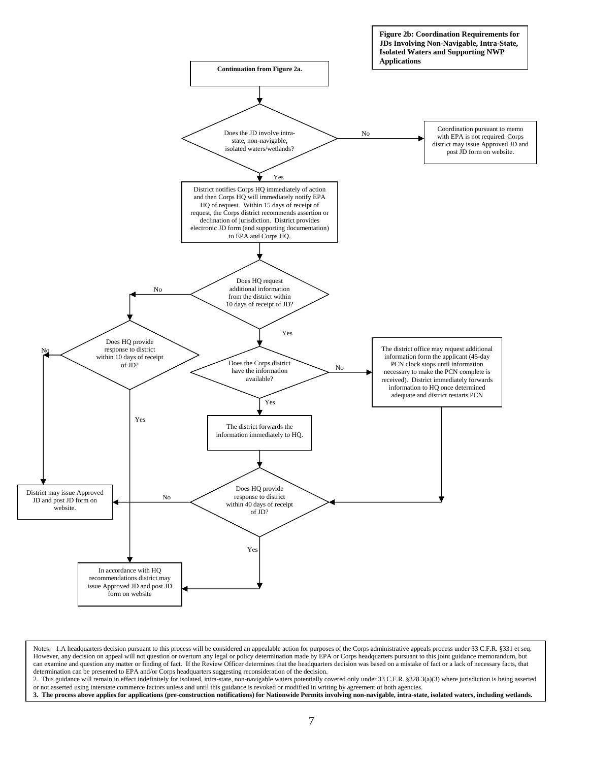**Figure 2b: Coordination Requirements for JDs Involving Non-Navigable, Intra-State, Isolated Waters and Supporting NWP Applications**

Continuation from Figure 2a.

Does the JD involve intra-state, non-navigable, isolated waters/wetlands?

No

Coordination pursuant to memo with EPA is not required. Corps district may issue Approved JD and post JD form on website.

Yes

District notifies Corps HQ immediately of action and then Corps HQ will immediately notify EPA HQ of request. Within 15 days of receipt of request, the Corps district recommends assertion or declination of jurisdiction. District provides electronic JD form (and supporting documentation) to EPA and Corps HQ.

Does HQ request additional information from the district within 10 days of receipt of JD?

No

Does HQ provide response to district within 10 days of receipt of JD?

No

Yes

Yes

Does the Corps district have the information available?

No

The district office may request additional information form the applicant (45-day PCN clock stops until information necessary to make the PCN complete is received). District immediately forwards information to HQ once determined adequate and district restarts PCN

Yes

The district forwards the information immediately to HQ.

Does HQ provide response to district within 40 days of receipt of JD?

No

District may issue Approved JD and post JD form on website.

Yes

In accordance with HQ recommendations district may issue Approved JD and post JD form on website

Notes: 1. A headquarters decision pursuant to this process will be considered an appealable action for purposes of the Corps administrative appeals process under 33 C.F.R. §331 et seq. However, any decision on appeal will not question or overturn any legal or policy determination made by EPA or Corps headquarters pursuant to this joint guidance memorandum, but can examine and question any matter or finding of fact. If the Review Officer determines that the headquarters decision was based on a mistake of fact or a lack of necessary facts, that determination can be presented to EPA and/or Corps headquarters suggesting reconsideration of the decision.
2. This guidance will remain in effect indefinitely for isolated, intra-state, non-navigable waters potentially covered only under 33 C.F.R. §328.3(a)(3) where jurisdiction is being asserted or not asserted using interstate commerce factors unless and until this guidance is revoked or modified in writing by agreement of both agencies.
**3. The process above applies for applications (pre-construction notifications) for Nationwide Permits involving non-navigable, intra-state, isolated waters, including wetlands.**